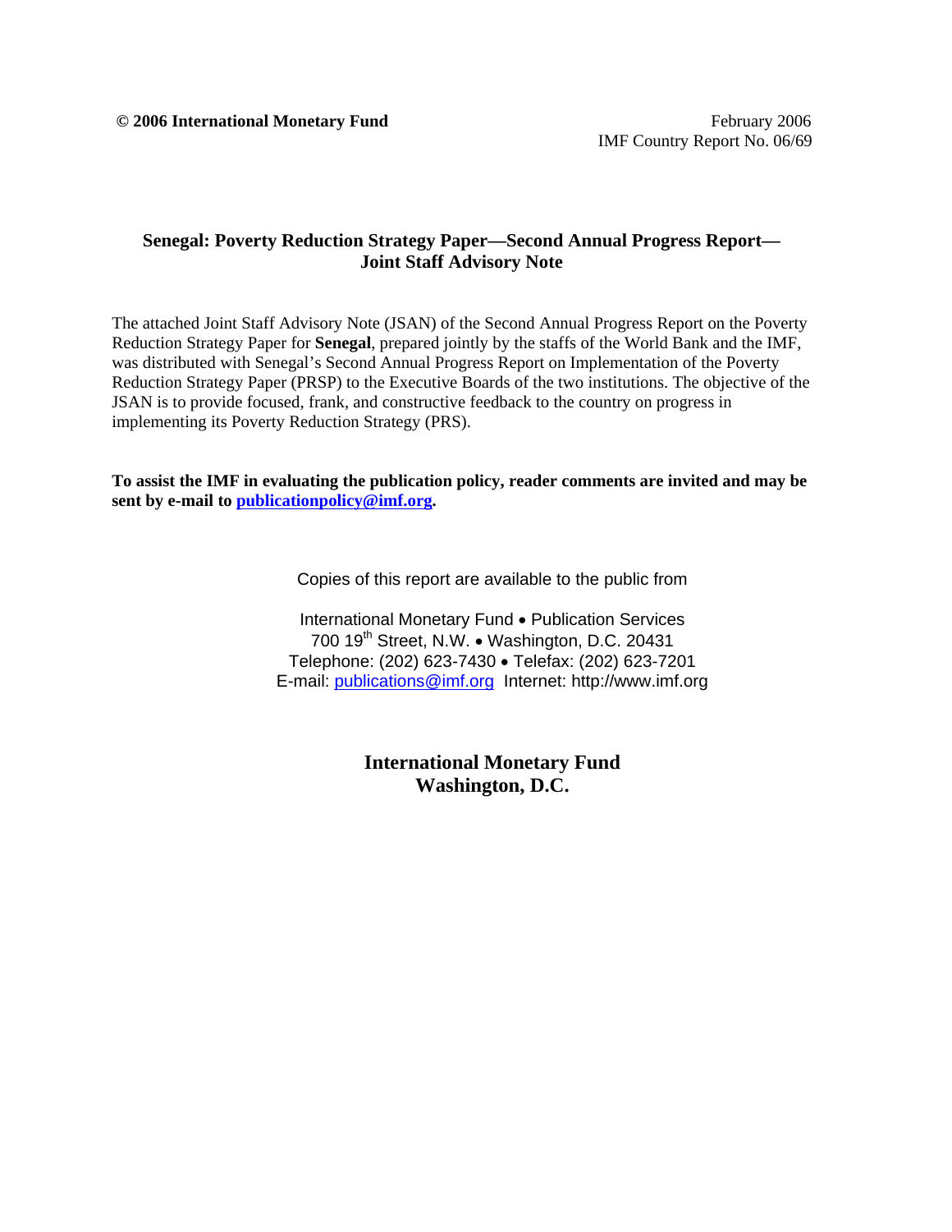**© 2006 International Monetary Fund**

February 2006
IMF Country Report No. 06/69

## Senegal: Poverty Reduction Strategy Paper—Second Annual Progress Report—Joint Staff Advisory Note

The attached Joint Staff Advisory Note (JSAN) of the Second Annual Progress Report on the Poverty Reduction Strategy Paper for **Senegal**, prepared jointly by the staffs of the World Bank and the IMF, was distributed with Senegal's Second Annual Progress Report on Implementation of the Poverty Reduction Strategy Paper (PRSP) to the Executive Boards of the two institutions. The objective of the JSAN is to provide focused, frank, and constructive feedback to the country on progress in implementing its Poverty Reduction Strategy (PRS).

**To assist the IMF in evaluating the publication policy, reader comments are invited and may be sent by e-mail to publicationpolicy@imf.org.**

Copies of this report are available to the public from

International Monetary Fund • Publication Services
700 19th Street, N.W. • Washington, D.C. 20431
Telephone: (202) 623-7430 • Telefax: (202) 623-7201
E-mail: publications@imf.org Internet: http://www.imf.org

**International Monetary Fund**
**Washington, D.C.**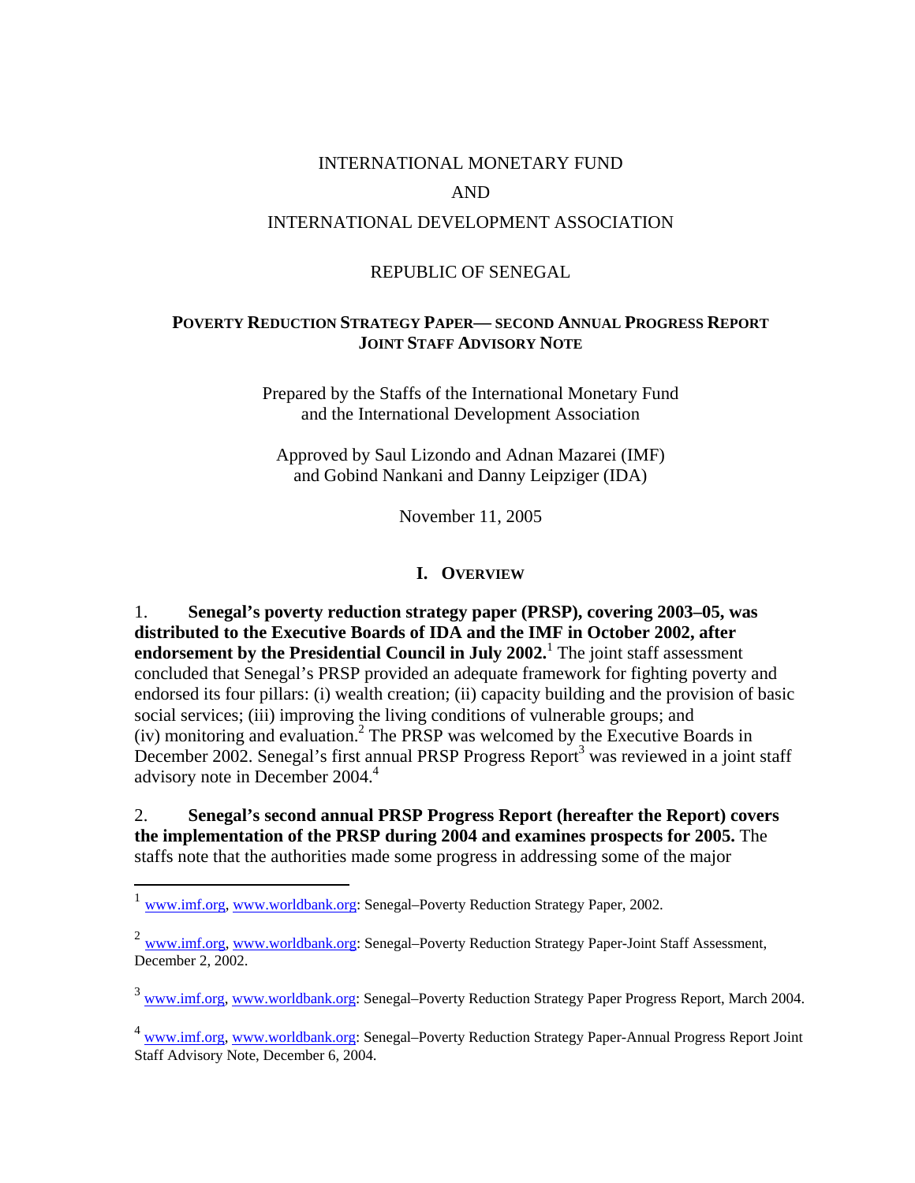INTERNATIONAL MONETARY FUND

AND

INTERNATIONAL DEVELOPMENT ASSOCIATION

REPUBLIC OF SENEGAL

## POVERTY REDUCTION STRATEGY PAPER— SECOND ANNUAL PROGRESS REPORT JOINT STAFF ADVISORY NOTE

Prepared by the Staffs of the International Monetary Fund and the International Development Association

Approved by Saul Lizondo and Adnan Mazarei (IMF) and Gobind Nankani and Danny Leipziger (IDA)

November 11, 2005

## I. OVERVIEW

1. **Senegal's poverty reduction strategy paper (PRSP), covering 2003–05, was distributed to the Executive Boards of IDA and the IMF in October 2002, after endorsement by the Presidential Council in July 2002.**[1] The joint staff assessment concluded that Senegal's PRSP provided an adequate framework for fighting poverty and endorsed its four pillars: (i) wealth creation; (ii) capacity building and the provision of basic social services; (iii) improving the living conditions of vulnerable groups; and (iv) monitoring and evaluation.[2] The PRSP was welcomed by the Executive Boards in December 2002. Senegal's first annual PRSP Progress Report[3] was reviewed in a joint staff advisory note in December 2004.[4]

2. **Senegal's second annual PRSP Progress Report (hereafter the Report) covers the implementation of the PRSP during 2004 and examines prospects for 2005.** The staffs note that the authorities made some progress in addressing some of the major

---

[1] www.imf.org, www.worldbank.org: Senegal–Poverty Reduction Strategy Paper, 2002.

[2] www.imf.org, www.worldbank.org: Senegal–Poverty Reduction Strategy Paper-Joint Staff Assessment, December 2, 2002.

[3] www.imf.org, www.worldbank.org: Senegal–Poverty Reduction Strategy Paper Progress Report, March 2004.

[4] www.imf.org, www.worldbank.org: Senegal–Poverty Reduction Strategy Paper-Annual Progress Report Joint Staff Advisory Note, December 6, 2004.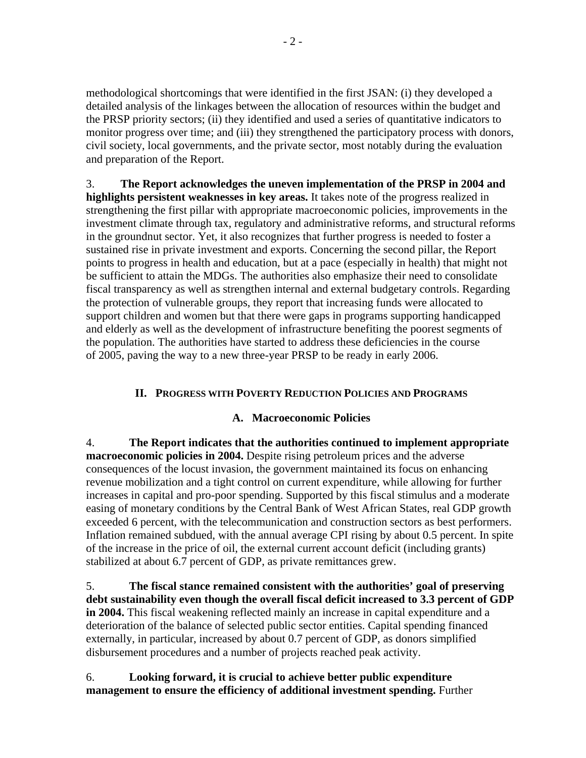methodological shortcomings that were identified in the first JSAN: (i) they developed a detailed analysis of the linkages between the allocation of resources within the budget and the PRSP priority sectors; (ii) they identified and used a series of quantitative indicators to monitor progress over time; and (iii) they strengthened the participatory process with donors, civil society, local governments, and the private sector, most notably during the evaluation and preparation of the Report.

3. **The Report acknowledges the uneven implementation of the PRSP in 2004 and highlights persistent weaknesses in key areas.** It takes note of the progress realized in strengthening the first pillar with appropriate macroeconomic policies, improvements in the investment climate through tax, regulatory and administrative reforms, and structural reforms in the groundnut sector. Yet, it also recognizes that further progress is needed to foster a sustained rise in private investment and exports. Concerning the second pillar, the Report points to progress in health and education, but at a pace (especially in health) that might not be sufficient to attain the MDGs. The authorities also emphasize their need to consolidate fiscal transparency as well as strengthen internal and external budgetary controls. Regarding the protection of vulnerable groups, they report that increasing funds were allocated to support children and women but that there were gaps in programs supporting handicapped and elderly as well as the development of infrastructure benefiting the poorest segments of the population. The authorities have started to address these deficiencies in the course of 2005, paving the way to a new three-year PRSP to be ready in early 2006.

## II. Progress with Poverty Reduction Policies and Programs

### A. Macroeconomic Policies

4. **The Report indicates that the authorities continued to implement appropriate macroeconomic policies in 2004.** Despite rising petroleum prices and the adverse consequences of the locust invasion, the government maintained its focus on enhancing revenue mobilization and a tight control on current expenditure, while allowing for further increases in capital and pro-poor spending. Supported by this fiscal stimulus and a moderate easing of monetary conditions by the Central Bank of West African States, real GDP growth exceeded 6 percent, with the telecommunication and construction sectors as best performers. Inflation remained subdued, with the annual average CPI rising by about 0.5 percent. In spite of the increase in the price of oil, the external current account deficit (including grants) stabilized at about 6.7 percent of GDP, as private remittances grew.

5. **The fiscal stance remained consistent with the authorities' goal of preserving debt sustainability even though the overall fiscal deficit increased to 3.3 percent of GDP in 2004.** This fiscal weakening reflected mainly an increase in capital expenditure and a deterioration of the balance of selected public sector entities. Capital spending financed externally, in particular, increased by about 0.7 percent of GDP, as donors simplified disbursement procedures and a number of projects reached peak activity.

6. **Looking forward, it is crucial to achieve better public expenditure management to ensure the efficiency of additional investment spending.** Further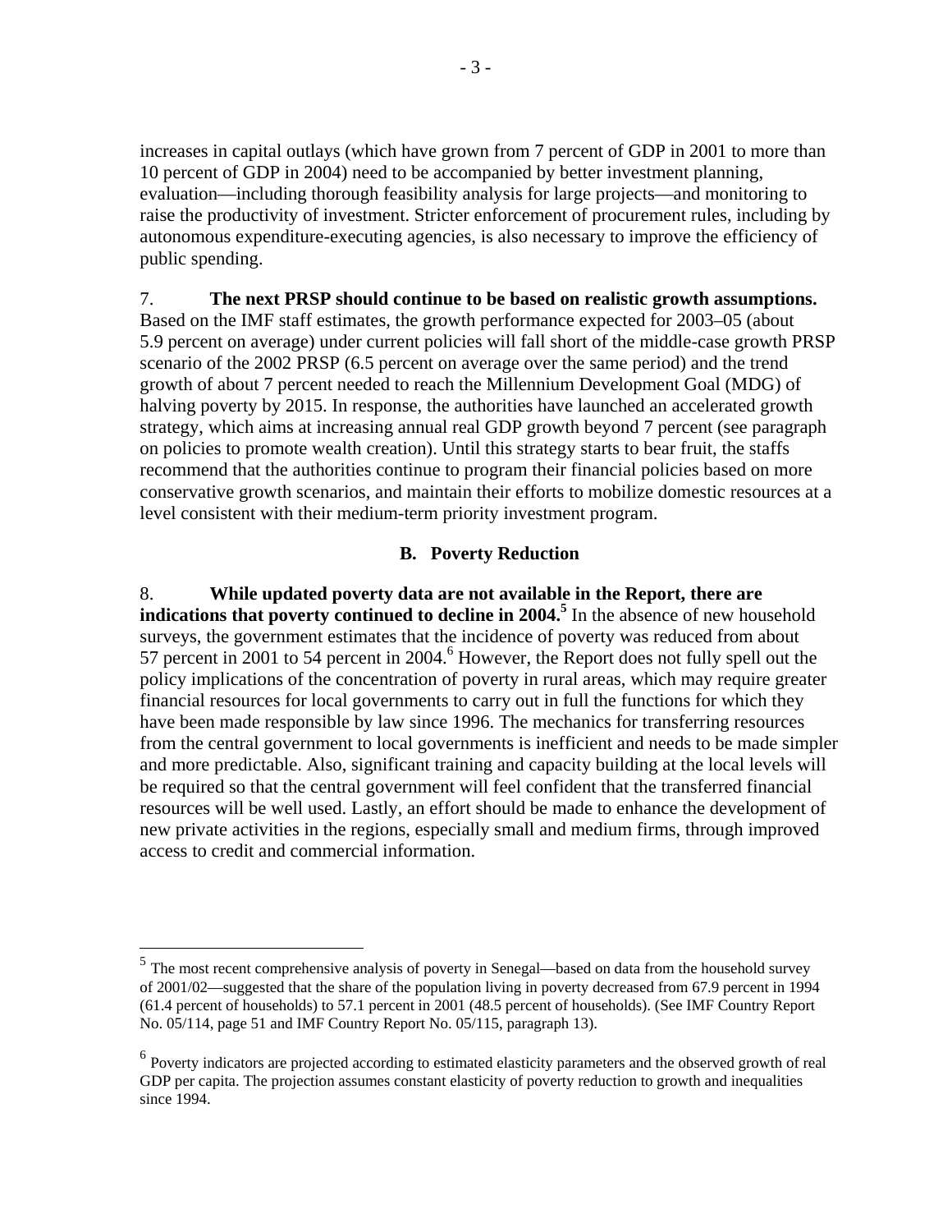increases in capital outlays (which have grown from 7 percent of GDP in 2001 to more than 10 percent of GDP in 2004) need to be accompanied by better investment planning, evaluation—including thorough feasibility analysis for large projects—and monitoring to raise the productivity of investment. Stricter enforcement of procurement rules, including by autonomous expenditure-executing agencies, is also necessary to improve the efficiency of public spending.

7. **The next PRSP should continue to be based on realistic growth assumptions.** Based on the IMF staff estimates, the growth performance expected for 2003–05 (about 5.9 percent on average) under current policies will fall short of the middle-case growth PRSP scenario of the 2002 PRSP (6.5 percent on average over the same period) and the trend growth of about 7 percent needed to reach the Millennium Development Goal (MDG) of halving poverty by 2015. In response, the authorities have launched an accelerated growth strategy, which aims at increasing annual real GDP growth beyond 7 percent (see paragraph on policies to promote wealth creation). Until this strategy starts to bear fruit, the staffs recommend that the authorities continue to program their financial policies based on more conservative growth scenarios, and maintain their efforts to mobilize domestic resources at a level consistent with their medium-term priority investment program.

### B. Poverty Reduction

8. **While updated poverty data are not available in the Report, there are indications that poverty continued to decline in 2004.**[5] In the absence of new household surveys, the government estimates that the incidence of poverty was reduced from about 57 percent in 2001 to 54 percent in 2004.[6] However, the Report does not fully spell out the policy implications of the concentration of poverty in rural areas, which may require greater financial resources for local governments to carry out in full the functions for which they have been made responsible by law since 1996. The mechanics for transferring resources from the central government to local governments is inefficient and needs to be made simpler and more predictable. Also, significant training and capacity building at the local levels will be required so that the central government will feel confident that the transferred financial resources will be well used. Lastly, an effort should be made to enhance the development of new private activities in the regions, especially small and medium firms, through improved access to credit and commercial information.

---

[5] The most recent comprehensive analysis of poverty in Senegal—based on data from the household survey of 2001/02—suggested that the share of the population living in poverty decreased from 67.9 percent in 1994 (61.4 percent of households) to 57.1 percent in 2001 (48.5 percent of households). (See IMF Country Report No. 05/114, page 51 and IMF Country Report No. 05/115, paragraph 13).

[6] Poverty indicators are projected according to estimated elasticity parameters and the observed growth of real GDP per capita. The projection assumes constant elasticity of poverty reduction to growth and inequalities since 1994.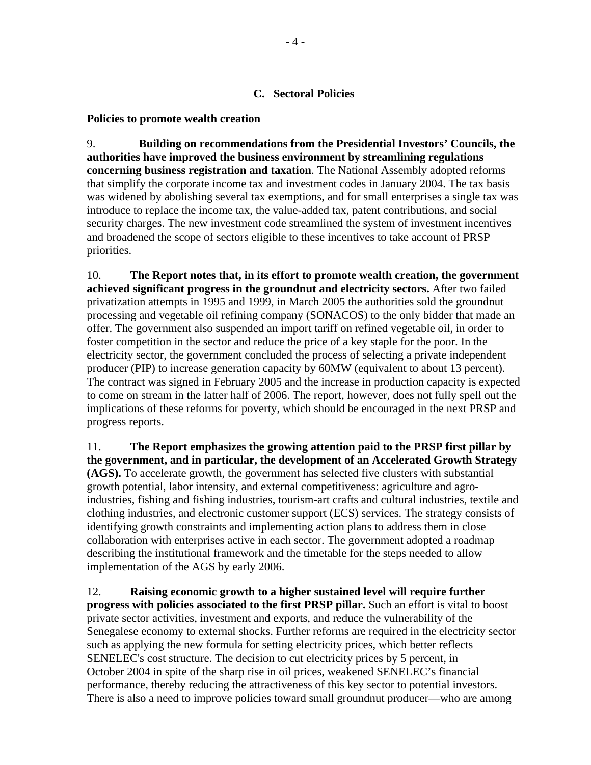## C. Sectoral Policies

**Policies to promote wealth creation**

9. **Building on recommendations from the Presidential Investors' Councils, the authorities have improved the business environment by streamlining regulations concerning business registration and taxation**. The National Assembly adopted reforms that simplify the corporate income tax and investment codes in January 2004. The tax basis was widened by abolishing several tax exemptions, and for small enterprises a single tax was introduce to replace the income tax, the value-added tax, patent contributions, and social security charges. The new investment code streamlined the system of investment incentives and broadened the scope of sectors eligible to these incentives to take account of PRSP priorities.

10. **The Report notes that, in its effort to promote wealth creation, the government achieved significant progress in the groundnut and electricity sectors.** After two failed privatization attempts in 1995 and 1999, in March 2005 the authorities sold the groundnut processing and vegetable oil refining company (SONACOS) to the only bidder that made an offer. The government also suspended an import tariff on refined vegetable oil, in order to foster competition in the sector and reduce the price of a key staple for the poor. In the electricity sector, the government concluded the process of selecting a private independent producer (PIP) to increase generation capacity by 60MW (equivalent to about 13 percent). The contract was signed in February 2005 and the increase in production capacity is expected to come on stream in the latter half of 2006. The report, however, does not fully spell out the implications of these reforms for poverty, which should be encouraged in the next PRSP and progress reports.

11. **The Report emphasizes the growing attention paid to the PRSP first pillar by the government, and in particular, the development of an Accelerated Growth Strategy (AGS).** To accelerate growth, the government has selected five clusters with substantial growth potential, labor intensity, and external competitiveness: agriculture and agro-industries, fishing and fishing industries, tourism-art crafts and cultural industries, textile and clothing industries, and electronic customer support (ECS) services. The strategy consists of identifying growth constraints and implementing action plans to address them in close collaboration with enterprises active in each sector. The government adopted a roadmap describing the institutional framework and the timetable for the steps needed to allow implementation of the AGS by early 2006.

12. **Raising economic growth to a higher sustained level will require further progress with policies associated to the first PRSP pillar.** Such an effort is vital to boost private sector activities, investment and exports, and reduce the vulnerability of the Senegalese economy to external shocks. Further reforms are required in the electricity sector such as applying the new formula for setting electricity prices, which better reflects SENELEC's cost structure. The decision to cut electricity prices by 5 percent, in October 2004 in spite of the sharp rise in oil prices, weakened SENELEC's financial performance, thereby reducing the attractiveness of this key sector to potential investors. There is also a need to improve policies toward small groundnut producer—who are among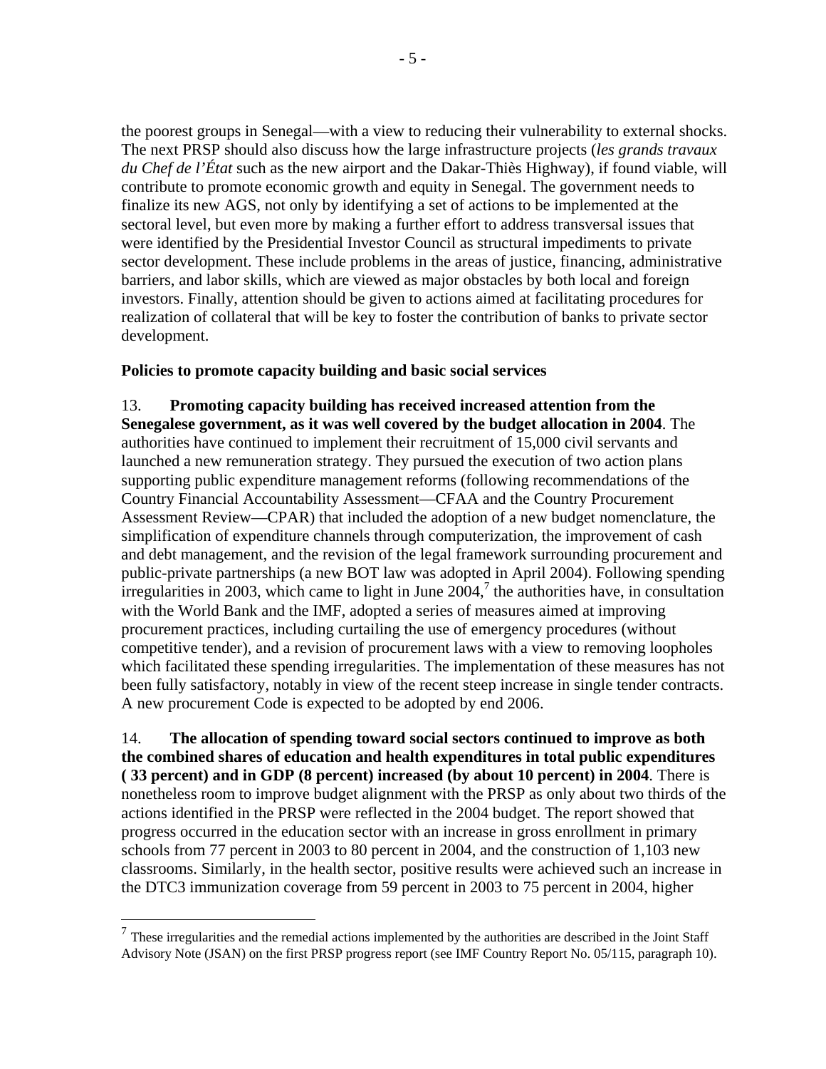the poorest groups in Senegal—with a view to reducing their vulnerability to external shocks. The next PRSP should also discuss how the large infrastructure projects (*les grands travaux du Chef de l'État* such as the new airport and the Dakar-Thiès Highway), if found viable, will contribute to promote economic growth and equity in Senegal. The government needs to finalize its new AGS, not only by identifying a set of actions to be implemented at the sectoral level, but even more by making a further effort to address transversal issues that were identified by the Presidential Investor Council as structural impediments to private sector development. These include problems in the areas of justice, financing, administrative barriers, and labor skills, which are viewed as major obstacles by both local and foreign investors. Finally, attention should be given to actions aimed at facilitating procedures for realization of collateral that will be key to foster the contribution of banks to private sector development.

**Policies to promote capacity building and basic social services**

13. **Promoting capacity building has received increased attention from the Senegalese government, as it was well covered by the budget allocation in 2004**. The authorities have continued to implement their recruitment of 15,000 civil servants and launched a new remuneration strategy. They pursued the execution of two action plans supporting public expenditure management reforms (following recommendations of the Country Financial Accountability Assessment—CFAA and the Country Procurement Assessment Review—CPAR) that included the adoption of a new budget nomenclature, the simplification of expenditure channels through computerization, the improvement of cash and debt management, and the revision of the legal framework surrounding procurement and public-private partnerships (a new BOT law was adopted in April 2004). Following spending irregularities in 2003, which came to light in June 2004,[7] the authorities have, in consultation with the World Bank and the IMF, adopted a series of measures aimed at improving procurement practices, including curtailing the use of emergency procedures (without competitive tender), and a revision of procurement laws with a view to removing loopholes which facilitated these spending irregularities. The implementation of these measures has not been fully satisfactory, notably in view of the recent steep increase in single tender contracts. A new procurement Code is expected to be adopted by end 2006.

14. **The allocation of spending toward social sectors continued to improve as both the combined shares of education and health expenditures in total public expenditures ( 33 percent) and in GDP (8 percent) increased (by about 10 percent) in 2004**. There is nonetheless room to improve budget alignment with the PRSP as only about two thirds of the actions identified in the PRSP were reflected in the 2004 budget. The report showed that progress occurred in the education sector with an increase in gross enrollment in primary schools from 77 percent in 2003 to 80 percent in 2004, and the construction of 1,103 new classrooms. Similarly, in the health sector, positive results were achieved such an increase in the DTC3 immunization coverage from 59 percent in 2003 to 75 percent in 2004, higher

[7] These irregularities and the remedial actions implemented by the authorities are described in the Joint Staff Advisory Note (JSAN) on the first PRSP progress report (see IMF Country Report No. 05/115, paragraph 10).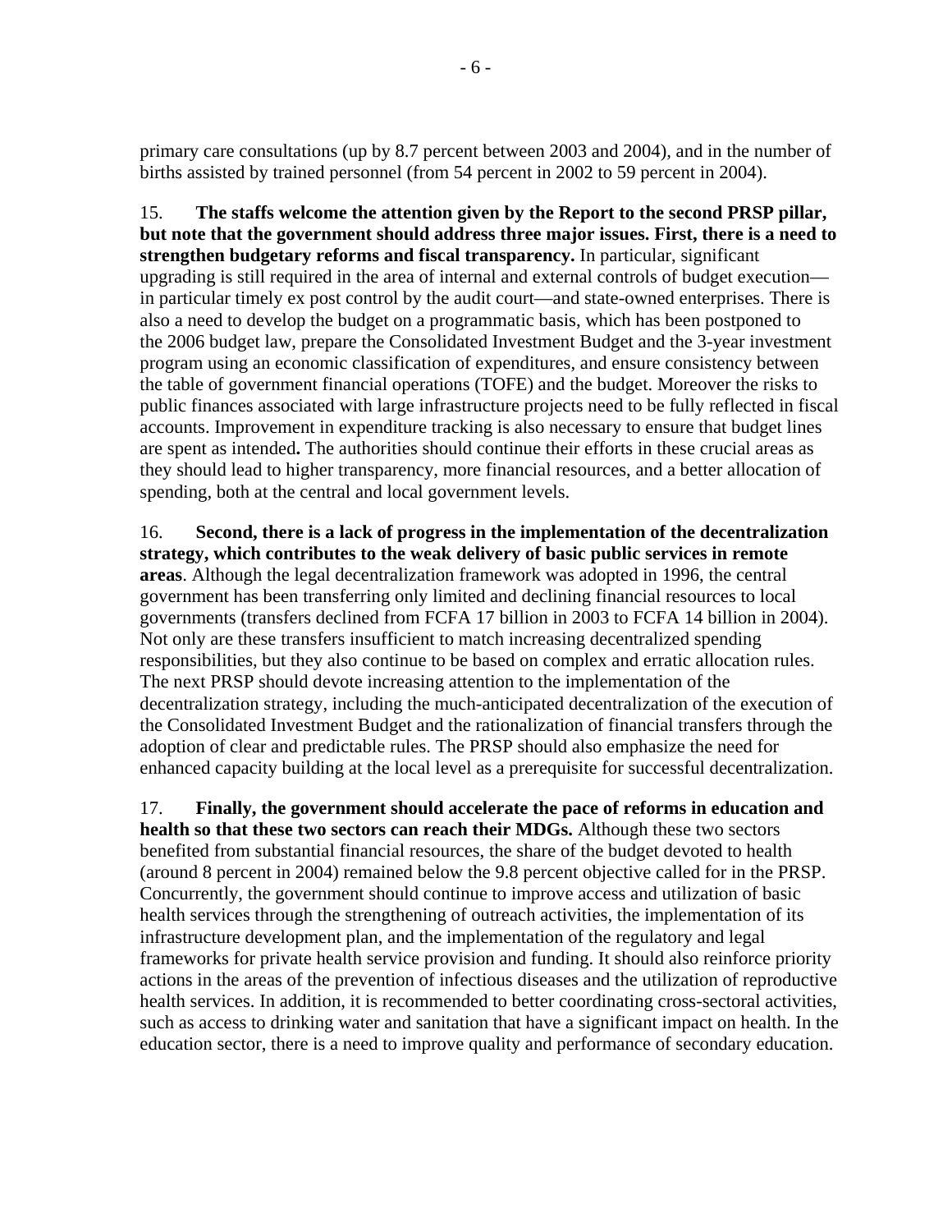primary care consultations (up by 8.7 percent between 2003 and 2004), and in the number of births assisted by trained personnel (from 54 percent in 2002 to 59 percent in 2004).

15. **The staffs welcome the attention given by the Report to the second PRSP pillar, but note that the government should address three major issues. First, there is a need to strengthen budgetary reforms and fiscal transparency.** In particular, significant upgrading is still required in the area of internal and external controls of budget execution—in particular timely ex post control by the audit court—and state-owned enterprises. There is also a need to develop the budget on a programmatic basis, which has been postponed to the 2006 budget law, prepare the Consolidated Investment Budget and the 3-year investment program using an economic classification of expenditures, and ensure consistency between the table of government financial operations (TOFE) and the budget. Moreover the risks to public finances associated with large infrastructure projects need to be fully reflected in fiscal accounts. Improvement in expenditure tracking is also necessary to ensure that budget lines are spent as intended**.** The authorities should continue their efforts in these crucial areas as they should lead to higher transparency, more financial resources, and a better allocation of spending, both at the central and local government levels.

16. **Second, there is a lack of progress in the implementation of the decentralization strategy, which contributes to the weak delivery of basic public services in remote areas**. Although the legal decentralization framework was adopted in 1996, the central government has been transferring only limited and declining financial resources to local governments (transfers declined from FCFA 17 billion in 2003 to FCFA 14 billion in 2004). Not only are these transfers insufficient to match increasing decentralized spending responsibilities, but they also continue to be based on complex and erratic allocation rules. The next PRSP should devote increasing attention to the implementation of the decentralization strategy, including the much-anticipated decentralization of the execution of the Consolidated Investment Budget and the rationalization of financial transfers through the adoption of clear and predictable rules. The PRSP should also emphasize the need for enhanced capacity building at the local level as a prerequisite for successful decentralization.

17. **Finally, the government should accelerate the pace of reforms in education and health so that these two sectors can reach their MDGs.** Although these two sectors benefited from substantial financial resources, the share of the budget devoted to health (around 8 percent in 2004) remained below the 9.8 percent objective called for in the PRSP. Concurrently, the government should continue to improve access and utilization of basic health services through the strengthening of outreach activities, the implementation of its infrastructure development plan, and the implementation of the regulatory and legal frameworks for private health service provision and funding. It should also reinforce priority actions in the areas of the prevention of infectious diseases and the utilization of reproductive health services. In addition, it is recommended to better coordinating cross-sectoral activities, such as access to drinking water and sanitation that have a significant impact on health. In the education sector, there is a need to improve quality and performance of secondary education.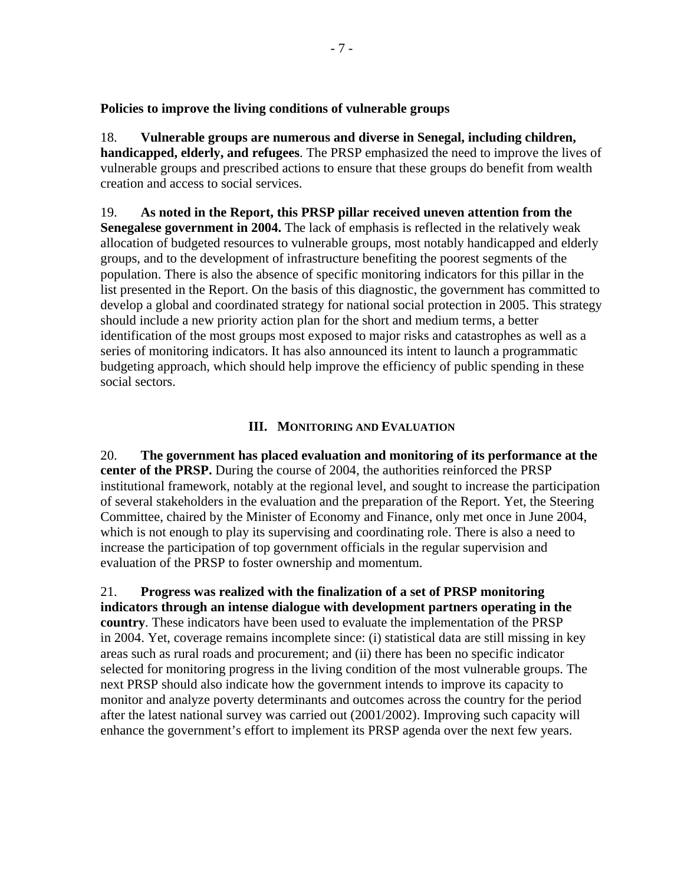**Policies to improve the living conditions of vulnerable groups**

18. **Vulnerable groups are numerous and diverse in Senegal, including children, handicapped, elderly, and refugees**. The PRSP emphasized the need to improve the lives of vulnerable groups and prescribed actions to ensure that these groups do benefit from wealth creation and access to social services.

19. **As noted in the Report, this PRSP pillar received uneven attention from the Senegalese government in 2004.** The lack of emphasis is reflected in the relatively weak allocation of budgeted resources to vulnerable groups, most notably handicapped and elderly groups, and to the development of infrastructure benefiting the poorest segments of the population. There is also the absence of specific monitoring indicators for this pillar in the list presented in the Report. On the basis of this diagnostic, the government has committed to develop a global and coordinated strategy for national social protection in 2005. This strategy should include a new priority action plan for the short and medium terms, a better identification of the most groups most exposed to major risks and catastrophes as well as a series of monitoring indicators. It has also announced its intent to launch a programmatic budgeting approach, which should help improve the efficiency of public spending in these social sectors.

## III. Monitoring and Evaluation

20. **The government has placed evaluation and monitoring of its performance at the center of the PRSP.** During the course of 2004, the authorities reinforced the PRSP institutional framework, notably at the regional level, and sought to increase the participation of several stakeholders in the evaluation and the preparation of the Report. Yet, the Steering Committee, chaired by the Minister of Economy and Finance, only met once in June 2004, which is not enough to play its supervising and coordinating role. There is also a need to increase the participation of top government officials in the regular supervision and evaluation of the PRSP to foster ownership and momentum.

21. **Progress was realized with the finalization of a set of PRSP monitoring indicators through an intense dialogue with development partners operating in the country**. These indicators have been used to evaluate the implementation of the PRSP in 2004. Yet, coverage remains incomplete since: (i) statistical data are still missing in key areas such as rural roads and procurement; and (ii) there has been no specific indicator selected for monitoring progress in the living condition of the most vulnerable groups. The next PRSP should also indicate how the government intends to improve its capacity to monitor and analyze poverty determinants and outcomes across the country for the period after the latest national survey was carried out (2001/2002). Improving such capacity will enhance the government's effort to implement its PRSP agenda over the next few years.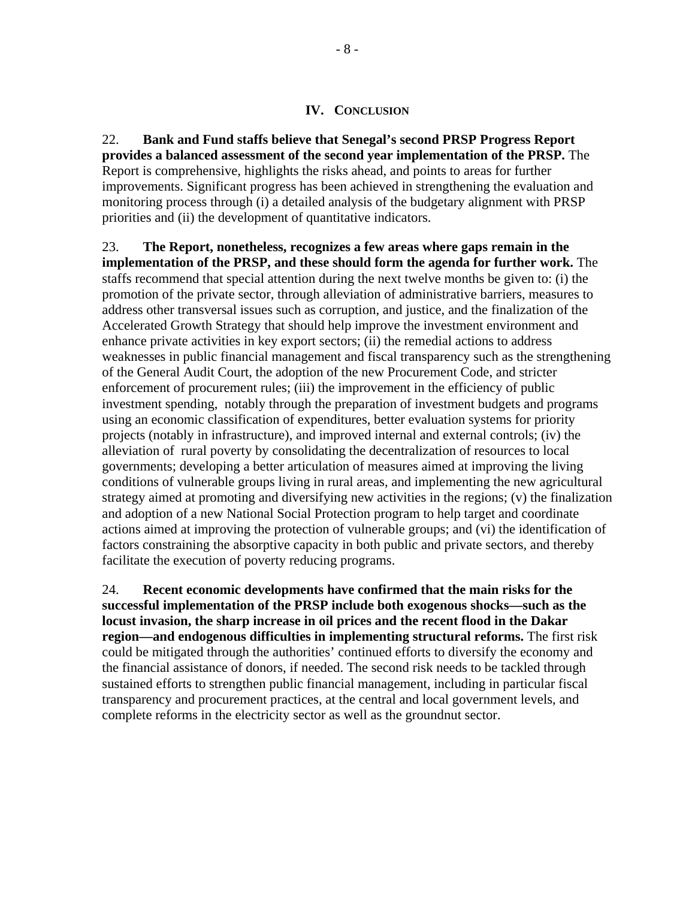## IV. CONCLUSION

22. **Bank and Fund staffs believe that Senegal's second PRSP Progress Report provides a balanced assessment of the second year implementation of the PRSP.** The Report is comprehensive, highlights the risks ahead, and points to areas for further improvements. Significant progress has been achieved in strengthening the evaluation and monitoring process through (i) a detailed analysis of the budgetary alignment with PRSP priorities and (ii) the development of quantitative indicators.

23. **The Report, nonetheless, recognizes a few areas where gaps remain in the implementation of the PRSP, and these should form the agenda for further work.** The staffs recommend that special attention during the next twelve months be given to: (i) the promotion of the private sector, through alleviation of administrative barriers, measures to address other transversal issues such as corruption, and justice, and the finalization of the Accelerated Growth Strategy that should help improve the investment environment and enhance private activities in key export sectors; (ii) the remedial actions to address weaknesses in public financial management and fiscal transparency such as the strengthening of the General Audit Court, the adoption of the new Procurement Code, and stricter enforcement of procurement rules; (iii) the improvement in the efficiency of public investment spending, notably through the preparation of investment budgets and programs using an economic classification of expenditures, better evaluation systems for priority projects (notably in infrastructure), and improved internal and external controls; (iv) the alleviation of rural poverty by consolidating the decentralization of resources to local governments; developing a better articulation of measures aimed at improving the living conditions of vulnerable groups living in rural areas, and implementing the new agricultural strategy aimed at promoting and diversifying new activities in the regions; (v) the finalization and adoption of a new National Social Protection program to help target and coordinate actions aimed at improving the protection of vulnerable groups; and (vi) the identification of factors constraining the absorptive capacity in both public and private sectors, and thereby facilitate the execution of poverty reducing programs.

24. **Recent economic developments have confirmed that the main risks for the successful implementation of the PRSP include both exogenous shocks—such as the locust invasion, the sharp increase in oil prices and the recent flood in the Dakar region—and endogenous difficulties in implementing structural reforms.** The first risk could be mitigated through the authorities' continued efforts to diversify the economy and the financial assistance of donors, if needed. The second risk needs to be tackled through sustained efforts to strengthen public financial management, including in particular fiscal transparency and procurement practices, at the central and local government levels, and complete reforms in the electricity sector as well as the groundnut sector.